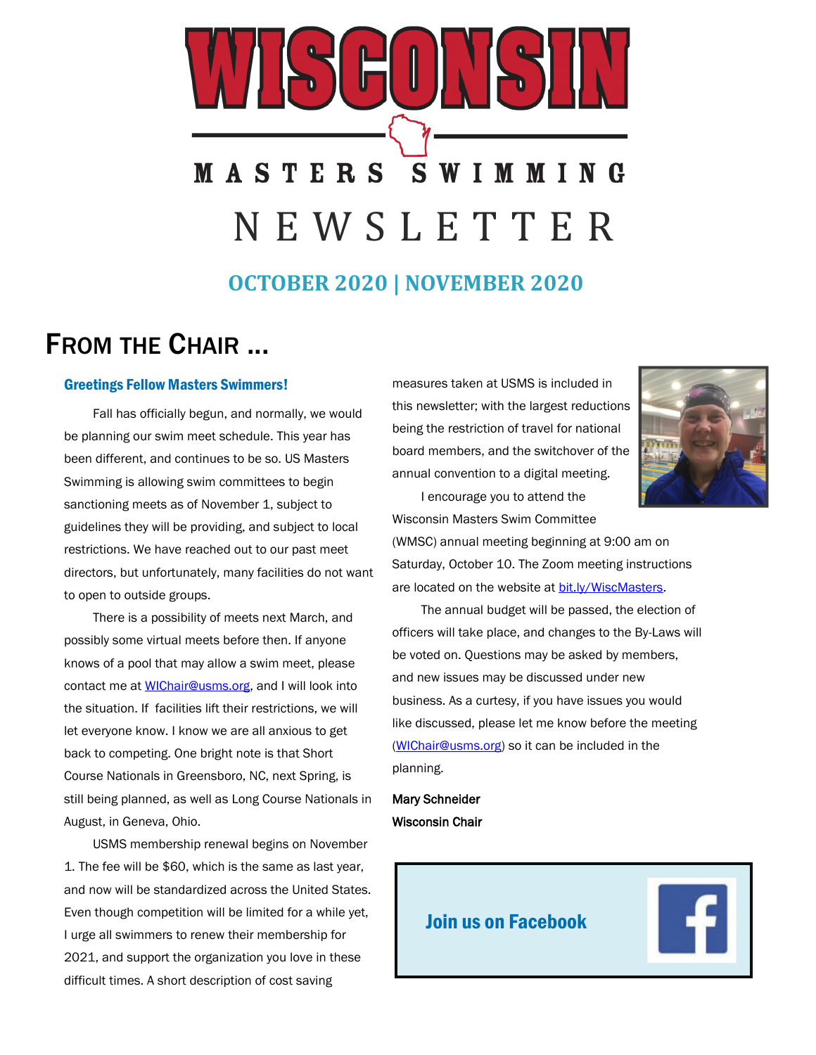# WISCONSIN

MASTERS SWIMMING

NEWSLETTER

**OCTOBER 2020 | NOVEMBER 2020**

## FROM THE CHAIR ...

### Greetings Fellow Masters Swimmers!

Fall has officially begun, and normally, we would be planning our swim meet schedule. This year has been different, and continues to be so. US Masters Swimming is allowing swim committees to begin sanctioning meets as of November 1, subject to guidelines they will be providing, and subject to local restrictions. We have reached out to our past meet directors, but unfortunately, many facilities do not want to open to outside groups.

There is a possibility of meets next March, and possibly some virtual meets before then. If anyone knows of a pool that may allow a swim meet, please contact me at WIChair@usms.org, and I will look into the situation. If facilities lift their restrictions, we will let everyone know. I know we are all anxious to get back to competing. One bright note is that Short Course Nationals in Greensboro, NC, next Spring, is still being planned, as well as Long Course Nationals in August, in Geneva, Ohio.

USMS membership renewal begins on November 1. The fee will be $60, which is the same as last year, and now will be standardized across the United States. Even though competition will be limited for a while yet, I urge all swimmers to renew their membership for 2021, and support the organization you love in these difficult times. A short description of cost saving measures taken at USMS is included in this newsletter; with the largest reductions being the restriction of travel for national board members, and the switchover of the annual convention to a digital meeting.

I encourage you to attend the Wisconsin Masters Swim Committee (WMSC) annual meeting beginning at 9:00 am on Saturday, October 10. The Zoom meeting instructions are located on the website at bit.ly/WiscMasters.

The annual budget will be passed, the election of officers will take place, and changes to the By-Laws will be voted on. Questions may be asked by members, and new issues may be discussed under new business. As a curtesy, if you have issues you would like discussed, please let me know before the meeting (WIChair@usms.org) so it can be included in the planning.

Mary Schneider
Wisconsin Chair

**Join us on Facebook**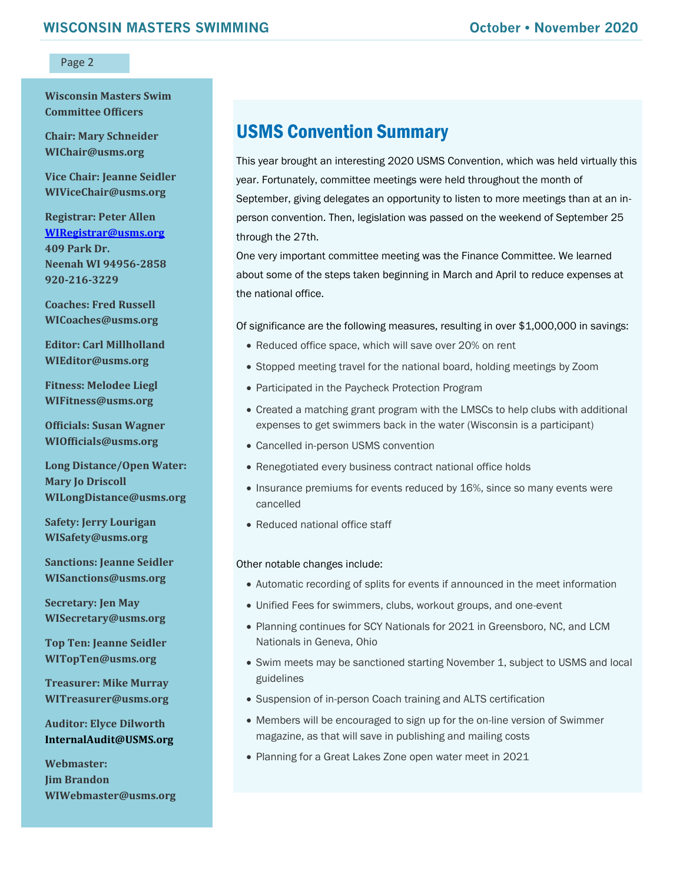**Wisconsin Masters Swim Committee Officers**

**Chair: Mary Schneider**
**WIChair@usms.org**

**Vice Chair: Jeanne Seidler**
**WIViceChair@usms.org**

**Registrar: Peter Allen**
**WIRegistrar@usms.org**
**409 Park Dr.**
**Neenah WI 94956-2858**
**920-216-3229**

**Coaches: Fred Russell**
**WICoaches@usms.org**

**Editor: Carl Millholland**
**WIEditor@usms.org**

**Fitness: Melodee Liegl**
**WIFitness@usms.org**

**Officials: Susan Wagner**
**WIOfficials@usms.org**

**Long Distance/Open Water: Mary Jo Driscoll**
**WILongDistance@usms.org**

**Safety: Jerry Lourigan**
**WISafety@usms.org**

**Sanctions: Jeanne Seidler**
**WISanctions@usms.org**

**Secretary: Jen May**
**WISecretary@usms.org**

**Top Ten: Jeanne Seidler**
**WITopTen@usms.org**

**Treasurer: Mike Murray**
**WITreasurer@usms.org**

**Auditor: Elyce Dilworth**
**InternalAudit@USMS.org**

**Webmaster:**
**Jim Brandon**
**WIWebmaster@usms.org**

## USMS Convention Summary

This year brought an interesting 2020 USMS Convention, which was held virtually this year. Fortunately, committee meetings were held throughout the month of September, giving delegates an opportunity to listen to more meetings than at an in-person convention. Then, legislation was passed on the weekend of September 25 through the 27th.

One very important committee meeting was the Finance Committee. We learned about some of the steps taken beginning in March and April to reduce expenses at the national office.

Of significance are the following measures, resulting in over $1,000,000 in savings:

- Reduced office space, which will save over 20% on rent
- Stopped meeting travel for the national board, holding meetings by Zoom
- Participated in the Paycheck Protection Program
- Created a matching grant program with the LMSCs to help clubs with additional expenses to get swimmers back in the water (Wisconsin is a participant)
- Cancelled in-person USMS convention
- Renegotiated every business contract national office holds
- Insurance premiums for events reduced by 16%, since so many events were cancelled
- Reduced national office staff

Other notable changes include:

- Automatic recording of splits for events if announced in the meet information
- Unified Fees for swimmers, clubs, workout groups, and one-event
- Planning continues for SCY Nationals for 2021 in Greensboro, NC, and LCM Nationals in Geneva, Ohio
- Swim meets may be sanctioned starting November 1, subject to USMS and local guidelines
- Suspension of in-person Coach training and ALTS certification
- Members will be encouraged to sign up for the on-line version of Swimmer magazine, as that will save in publishing and mailing costs
- Planning for a Great Lakes Zone open water meet in 2021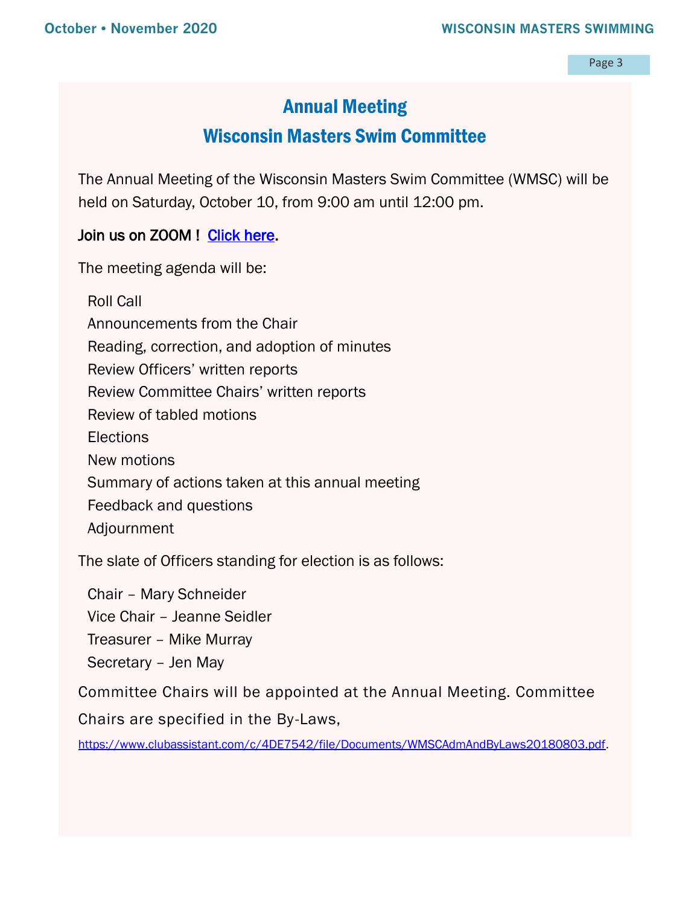# Annual Meeting

## Wisconsin Masters Swim Committee

The Annual Meeting of the Wisconsin Masters Swim Committee (WMSC) will be held on Saturday, October 10, from 9:00 am until 12:00 pm.

Join us on ZOOM ! Click here.

The meeting agenda will be:

- Roll Call
- Announcements from the Chair
- Reading, correction, and adoption of minutes
- Review Officers' written reports
- Review Committee Chairs' written reports
- Review of tabled motions
- Elections
- New motions
- Summary of actions taken at this annual meeting
- Feedback and questions
- Adjournment

The slate of Officers standing for election is as follows:

- Chair – Mary Schneider
- Vice Chair – Jeanne Seidler
- Treasurer – Mike Murray
- Secretary – Jen May

Committee Chairs will be appointed at the Annual Meeting. Committee Chairs are specified in the By-Laws, https://www.clubassistant.com/c/4DE7542/file/Documents/WMSCAdmAndByLaws20180803.pdf.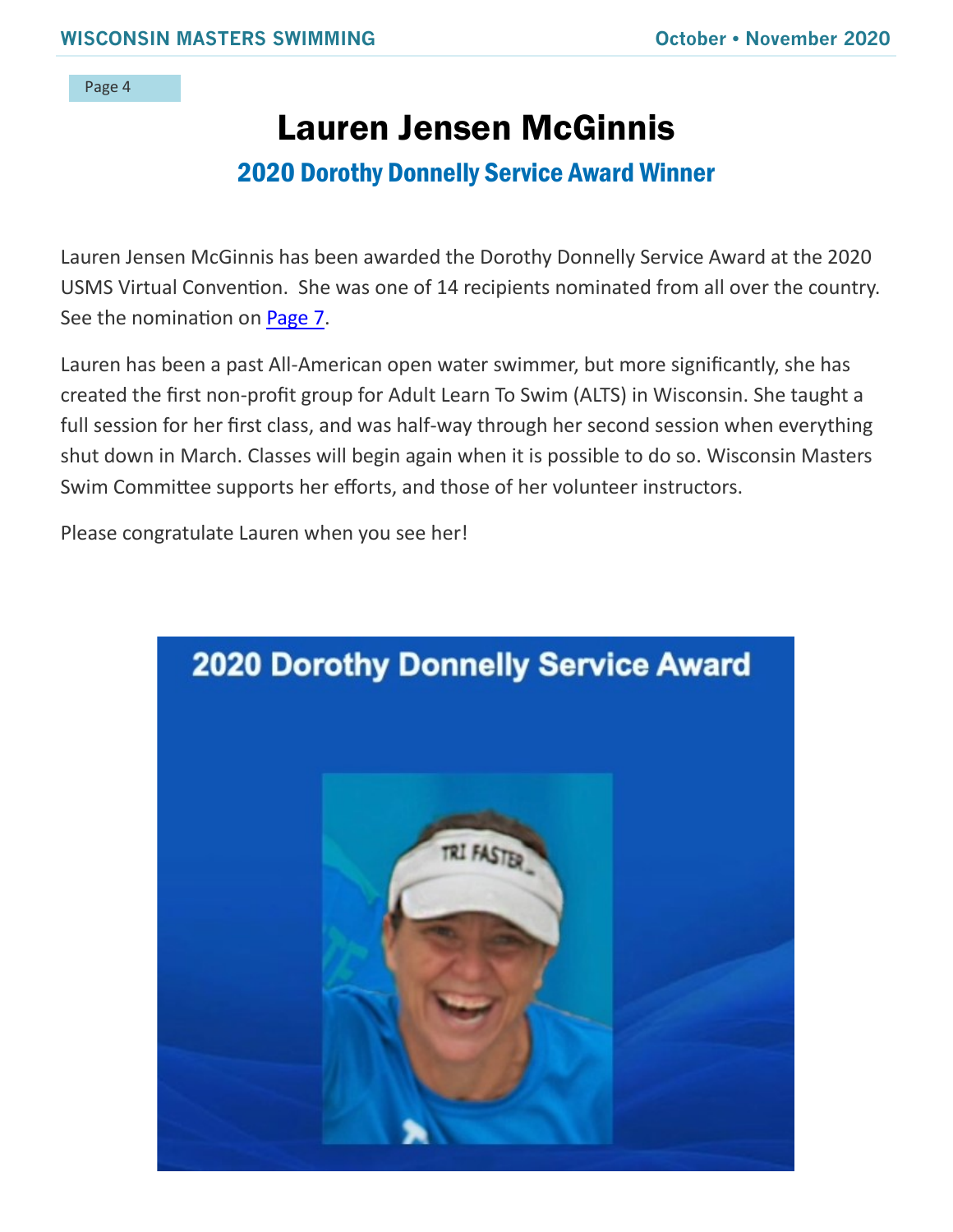# Lauren Jensen McGinnis

## 2020 Dorothy Donnelly Service Award Winner

Lauren Jensen McGinnis has been awarded the Dorothy Donnelly Service Award at the 2020 USMS Virtual Convention. She was one of 14 recipients nominated from all over the country. See the nomination on [Page 7](#).

Lauren has been a past All-American open water swimmer, but more significantly, she has created the first non-profit group for Adult Learn To Swim (ALTS) in Wisconsin. She taught a full session for her first class, and was half-way through her second session when everything shut down in March. Classes will begin again when it is possible to do so. Wisconsin Masters Swim Committee supports her efforts, and those of her volunteer instructors.

Please congratulate Lauren when you see her!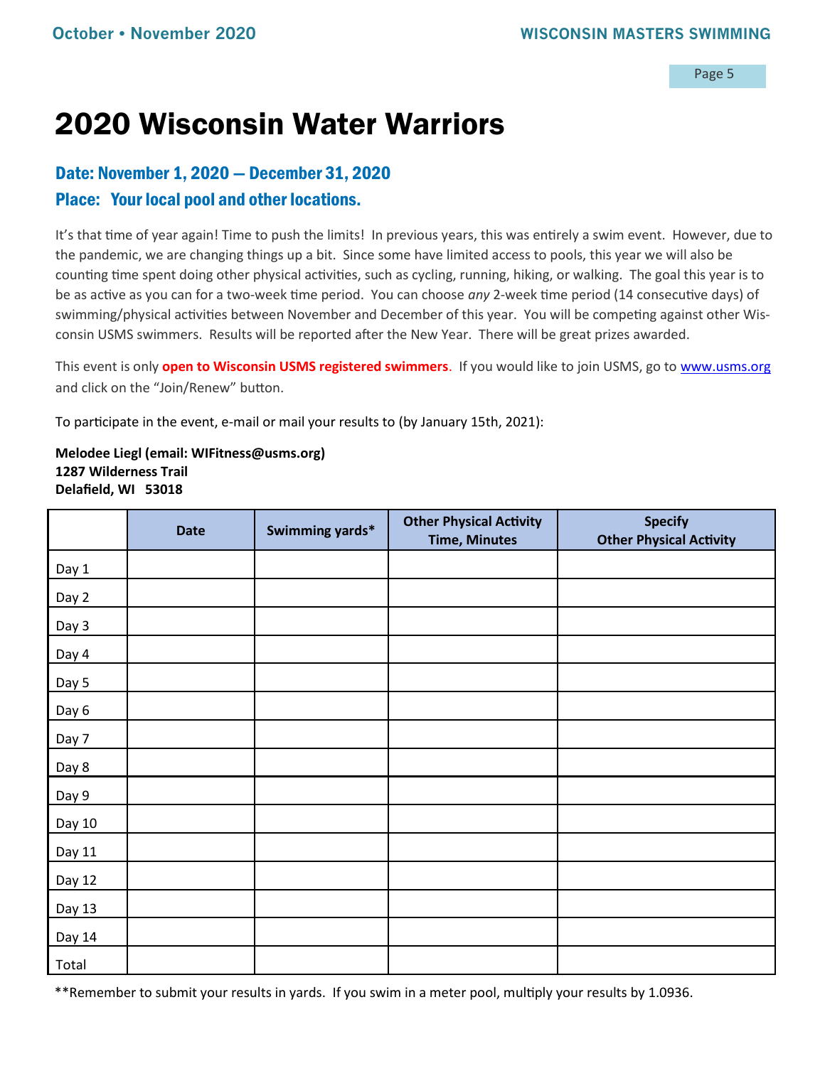# 2020 Wisconsin Water Warriors

## Date: November 1, 2020 — December 31, 2020

## Place: Your local pool and other locations.

It's that time of year again! Time to push the limits! In previous years, this was entirely a swim event. However, due to the pandemic, we are changing things up a bit. Since some have limited access to pools, this year we will also be counting time spent doing other physical activities, such as cycling, running, hiking, or walking. The goal this year is to be as active as you can for a two-week time period. You can choose *any* 2-week time period (14 consecutive days) of swimming/physical activities between November and December of this year. You will be competing against other Wisconsin USMS swimmers. Results will be reported after the New Year. There will be great prizes awarded.

This event is only **open to Wisconsin USMS registered swimmers**. If you would like to join USMS, go to www.usms.org and click on the "Join/Renew" button.

To participate in the event, e-mail or mail your results to (by January 15th, 2021):

**Melodee Liegl (email: WIFitness@usms.org)**
**1287 Wilderness Trail**
**Delafield, WI 53018**

| | Date | Swimming yards* | Other Physical Activity Time, Minutes | Specify Other Physical Activity |
|---|---|---|---|---|
| Day 1 | | | | |
| Day 2 | | | | |
| Day 3 | | | | |
| Day 4 | | | | |
| Day 5 | | | | |
| Day 6 | | | | |
| Day 7 | | | | |
| Day 8 | | | | |
| Day 9 | | | | |
| Day 10 | | | | |
| Day 11 | | | | |
| Day 12 | | | | |
| Day 13 | | | | |
| Day 14 | | | | |
| Total | | | | |

**Remember to submit your results in yards. If you swim in a meter pool, multiply your results by 1.0936.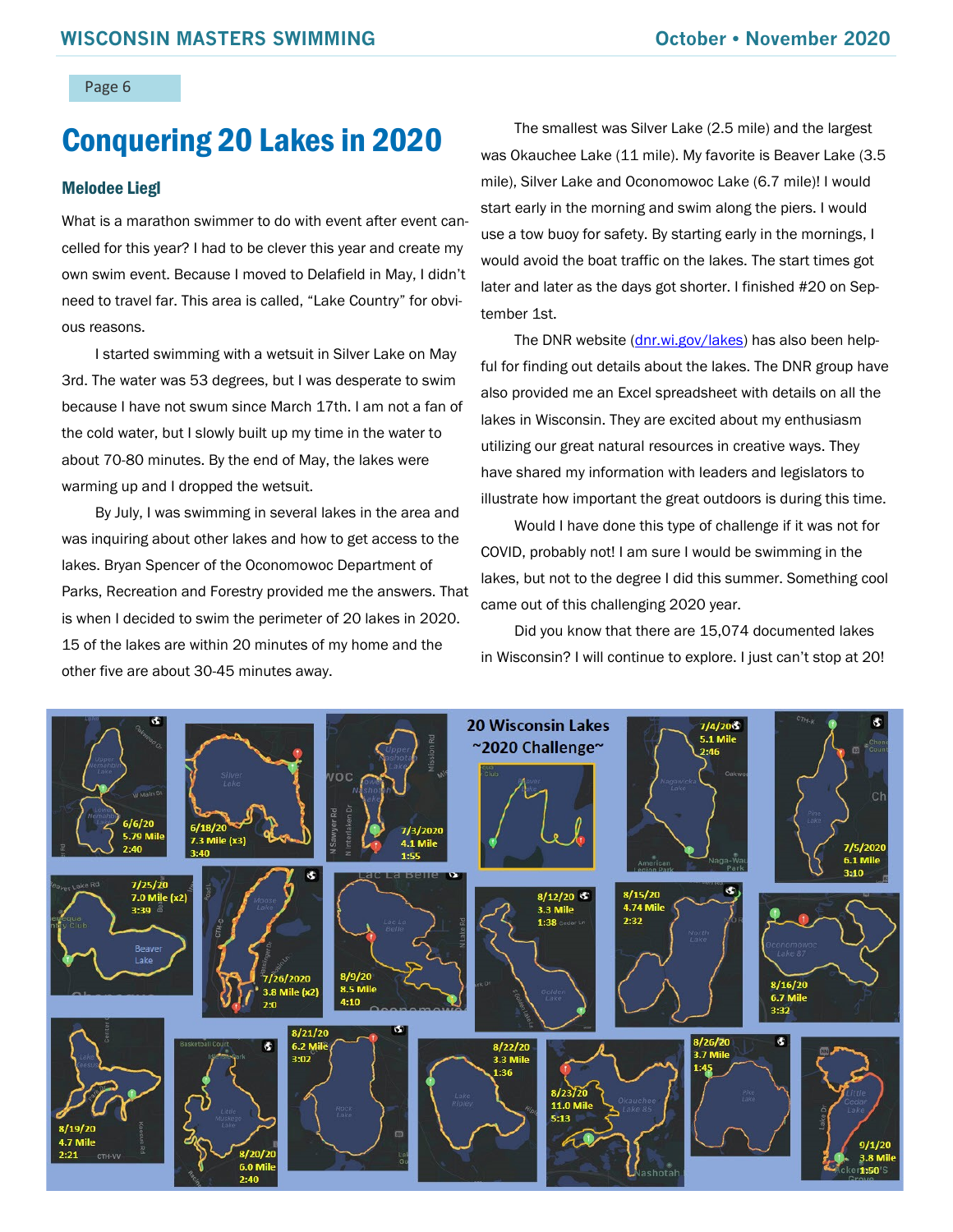# Conquering 20 Lakes in 2020

### Melodee Liegl

What is a marathon swimmer to do with event after event cancelled for this year? I had to be clever this year and create my own swim event. Because I moved to Delafield in May, I didn't need to travel far. This area is called, "Lake Country" for obvious reasons.

I started swimming with a wetsuit in Silver Lake on May 3rd. The water was 53 degrees, but I was desperate to swim because I have not swum since March 17th. I am not a fan of the cold water, but I slowly built up my time in the water to about 70-80 minutes. By the end of May, the lakes were warming up and I dropped the wetsuit.

By July, I was swimming in several lakes in the area and was inquiring about other lakes and how to get access to the lakes. Bryan Spencer of the Oconomowoc Department of Parks, Recreation and Forestry provided me the answers. That is when I decided to swim the perimeter of 20 lakes in 2020. 15 of the lakes are within 20 minutes of my home and the other five are about 30-45 minutes away.

The smallest was Silver Lake (2.5 mile) and the largest was Okauchee Lake (11 mile). My favorite is Beaver Lake (3.5 mile), Silver Lake and Oconomowoc Lake (6.7 mile)! I would start early in the morning and swim along the piers. I would use a tow buoy for safety. By starting early in the mornings, I would avoid the boat traffic on the lakes. The start times got later and later as the days got shorter. I finished #20 on September 1st.

The DNR website ([dnr.wi.gov/lakes](dnr.wi.gov/lakes)) has also been helpful for finding out details about the lakes. The DNR group have also provided me an Excel spreadsheet with details on all the lakes in Wisconsin. They are excited about my enthusiasm utilizing our great natural resources in creative ways. They have shared my information with leaders and legislators to illustrate how important the great outdoors is during this time.

Would I have done this type of challenge if it was not for COVID, probably not! I am sure I would be swimming in the lakes, but not to the degree I did this summer. Something cool came out of this challenging 2020 year.

Did you know that there are 15,074 documented lakes in Wisconsin? I will continue to explore. I just can't stop at 20!

**20 Wisconsin Lakes ~2020 Challenge~**

6/6/20 5.79 Mile 2:40 · 6/18/20 7.3 Mile (x3) 3:40 · 7/3/2020 4.1 Mile 1:55 · 7/4/20 5.1 Mile 2:46 · 7/5/2020 6.1 Mile 3:10 · 7/25/20 7.0 Mile (x2) 3:39 · 7/26/2020 3.8 Mile (x2) 2:0 · 8/9/20 8.5 Mile 4:10 · 8/12/20 3.3 Mile 1:38 · 8/15/20 4.74 Mile 2:32 · 8/16/20 6.7 Mile 3:32 · 8/19/20 4.7 Mile 2:21 · 8/20/20 6.0 Mile 2:40 · 8/21/20 6.2 Mile 3:02 · 8/22/20 3.3 Mile 1:36 · 8/23/20 11.0 Mile 5:13 · 8/26/20 3.7 Mile 1:45 · 9/1/20 3.8 Mile 1:50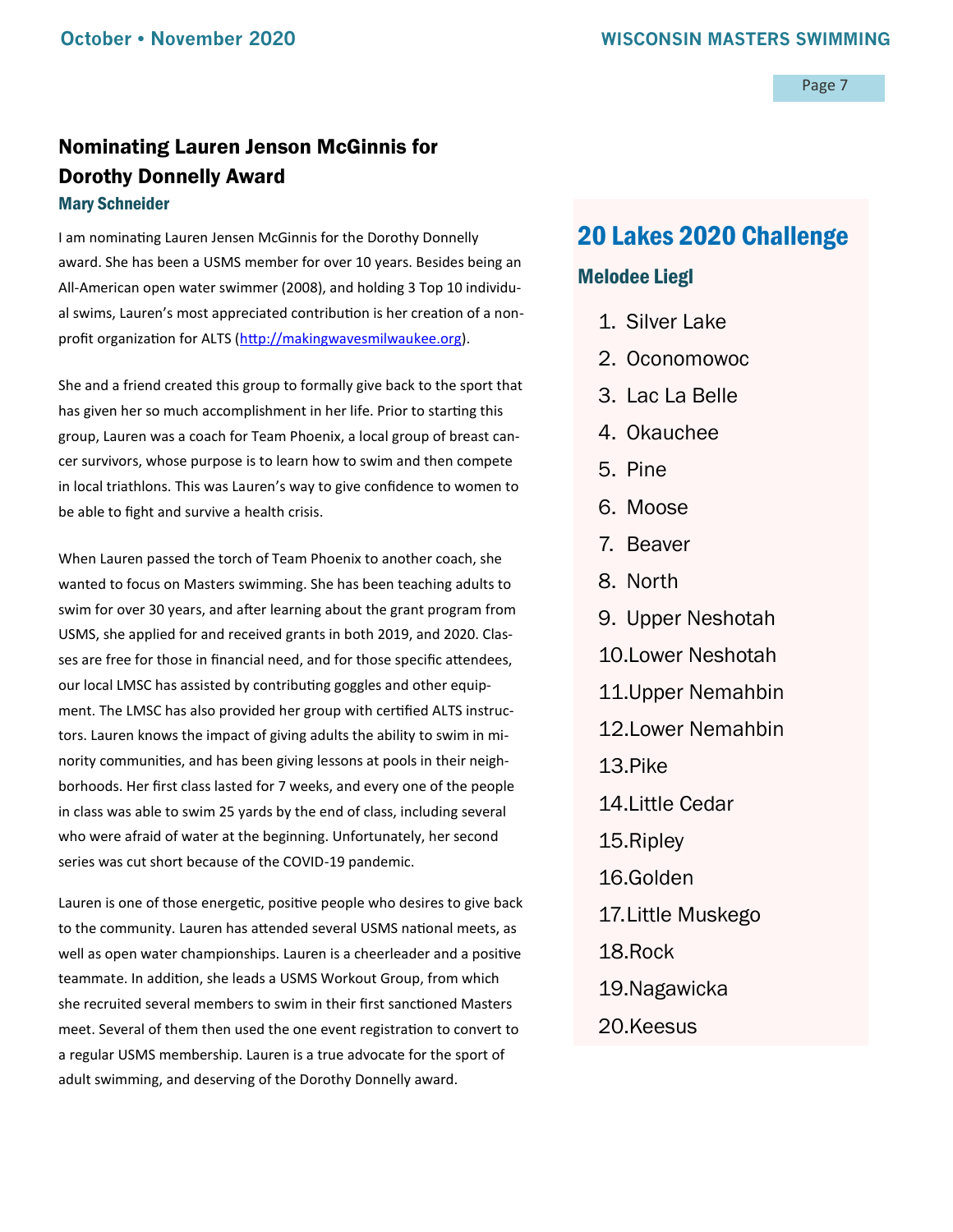## Nominating Lauren Jenson McGinnis for Dorothy Donnelly Award

### Mary Schneider

I am nominating Lauren Jensen McGinnis for the Dorothy Donnelly award. She has been a USMS member for over 10 years. Besides being an All-American open water swimmer (2008), and holding 3 Top 10 individual swims, Lauren's most appreciated contribution is her creation of a non-profit organization for ALTS (http://makingwavesmilwaukee.org).

She and a friend created this group to formally give back to the sport that has given her so much accomplishment in her life. Prior to starting this group, Lauren was a coach for Team Phoenix, a local group of breast cancer survivors, whose purpose is to learn how to swim and then compete in local triathlons. This was Lauren's way to give confidence to women to be able to fight and survive a health crisis.

When Lauren passed the torch of Team Phoenix to another coach, she wanted to focus on Masters swimming. She has been teaching adults to swim for over 30 years, and after learning about the grant program from USMS, she applied for and received grants in both 2019, and 2020. Classes are free for those in financial need, and for those specific attendees, our local LMSC has assisted by contributing goggles and other equipment. The LMSC has also provided her group with certified ALTS instructors. Lauren knows the impact of giving adults the ability to swim in minority communities, and has been giving lessons at pools in their neighborhoods. Her first class lasted for 7 weeks, and every one of the people in class was able to swim 25 yards by the end of class, including several who were afraid of water at the beginning. Unfortunately, her second series was cut short because of the COVID-19 pandemic.

Lauren is one of those energetic, positive people who desires to give back to the community. Lauren has attended several USMS national meets, as well as open water championships. Lauren is a cheerleader and a positive teammate. In addition, she leads a USMS Workout Group, from which she recruited several members to swim in their first sanctioned Masters meet. Several of them then used the one event registration to convert to a regular USMS membership. Lauren is a true advocate for the sport of adult swimming, and deserving of the Dorothy Donnelly award.

## 20 Lakes 2020 Challenge

### Melodee Liegl

1. Silver Lake
2. Oconomowoc
3. Lac La Belle
4. Okauchee
5. Pine
6. Moose
7. Beaver
8. North
9. Upper Neshotah
10. Lower Neshotah
11. Upper Nemahbin
12. Lower Nemahbin
13. Pike
14. Little Cedar
15. Ripley
16. Golden
17. Little Muskego
18. Rock
19. Nagawicka
20. Keesus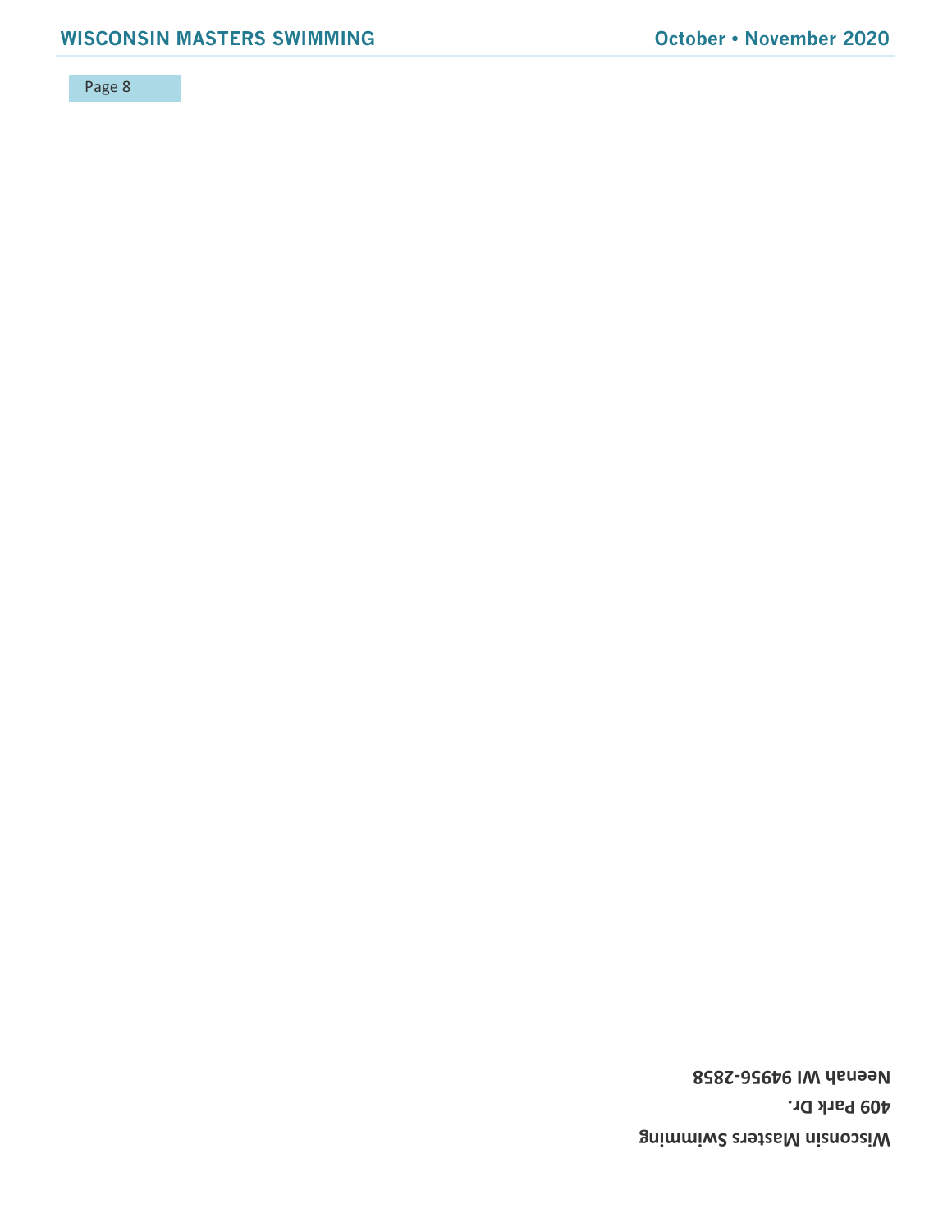Wisconsin Masters Swimming

409 Park Dr.

Neenah WI 94956-2858